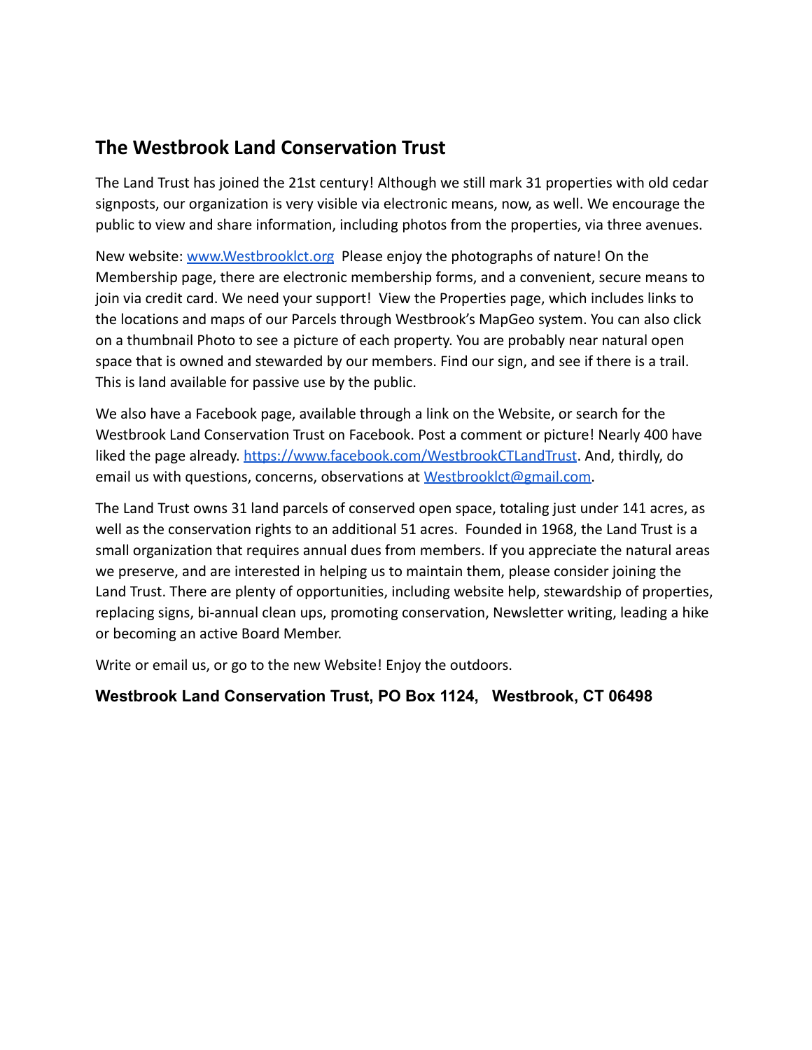## The Westbrook Land Conservation Trust

The Land Trust has joined the 21st century! Although we still mark 31 properties with old cedar signposts, our organization is very visible via electronic means, now, as well. We encourage the public to view and share information, including photos from the properties, via three avenues.

New website: [www.Westbrooklct.org](http://www.Westbrooklct.org) Please enjoy the photographs of nature! On the Membership page, there are electronic membership forms, and a convenient, secure means to join via credit card. We need your support! View the Properties page, which includes links to the locations and maps of our Parcels through Westbrook's MapGeo system. You can also click on a thumbnail Photo to see a picture of each property. You are probably near natural open space that is owned and stewarded by our members. Find our sign, and see if there is a trail. This is land available for passive use by the public.

We also have a Facebook page, available through a link on the Website, or search for the Westbrook Land Conservation Trust on Facebook. Post a comment or picture! Nearly 400 have liked the page already. [https://www.facebook.com/WestbrookCTLandTrust](https://www.facebook.com/WestbrookCTLandTrust). And, thirdly, do email us with questions, concerns, observations at [Westbrooklct@gmail.com](mailto:Westbrooklct@gmail.com).

The Land Trust owns 31 land parcels of conserved open space, totaling just under 141 acres, as well as the conservation rights to an additional 51 acres. Founded in 1968, the Land Trust is a small organization that requires annual dues from members. If you appreciate the natural areas we preserve, and are interested in helping us to maintain them, please consider joining the Land Trust. There are plenty of opportunities, including website help, stewardship of properties, replacing signs, bi-annual clean ups, promoting conservation, Newsletter writing, leading a hike or becoming an active Board Member.

Write or email us, or go to the new Website! Enjoy the outdoors.

**Westbrook Land Conservation Trust, PO Box 1124, Westbrook, CT 06498**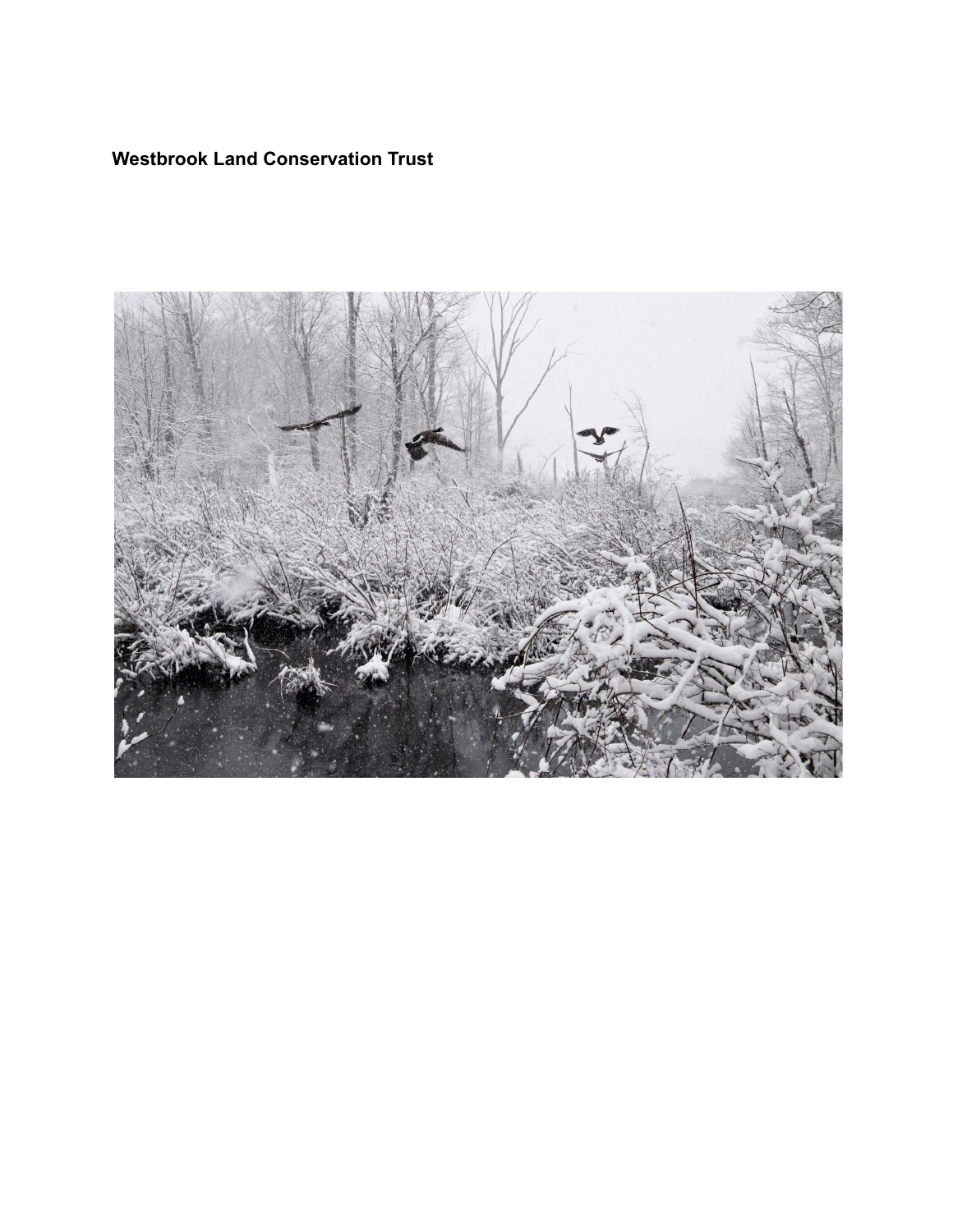**Westbrook Land Conservation Trust**